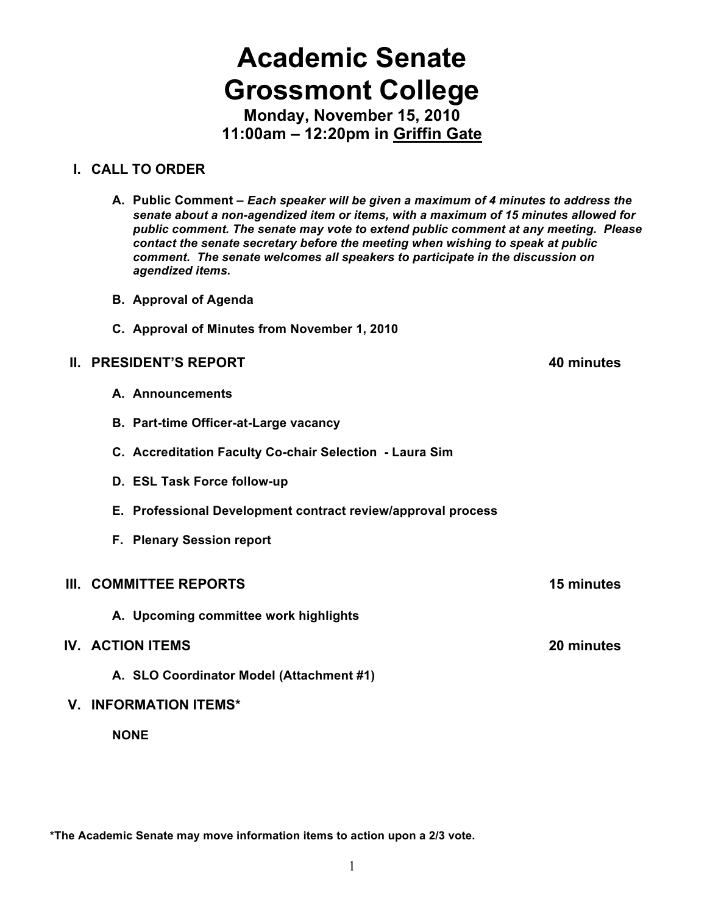# Academic Senate
# Grossmont College

**Monday, November 15, 2010**
**11:00am – 12:20pm in Griffin Gate**

## I. CALL TO ORDER

**A. Public Comment –** ***Each speaker will be given a maximum of 4 minutes to address the senate about a non-agendized item or items, with a maximum of 15 minutes allowed for public comment. The senate may vote to extend public comment at any meeting. Please contact the senate secretary before the meeting when wishing to speak at public comment. The senate welcomes all speakers to participate in the discussion on agendized items.***

**B. Approval of Agenda**

**C. Approval of Minutes from November 1, 2010**

## II. PRESIDENT'S REPORT — 40 minutes

**A. Announcements**

**B. Part-time Officer-at-Large vacancy**

**C. Accreditation Faculty Co-chair Selection - Laura Sim**

**D. ESL Task Force follow-up**

**E. Professional Development contract review/approval process**

**F. Plenary Session report**

## III. COMMITTEE REPORTS — 15 minutes

**A. Upcoming committee work highlights**

## IV. ACTION ITEMS — 20 minutes

**A. SLO Coordinator Model (Attachment #1)**

## V. INFORMATION ITEMS*

**NONE**

**\*The Academic Senate may move information items to action upon a 2/3 vote.**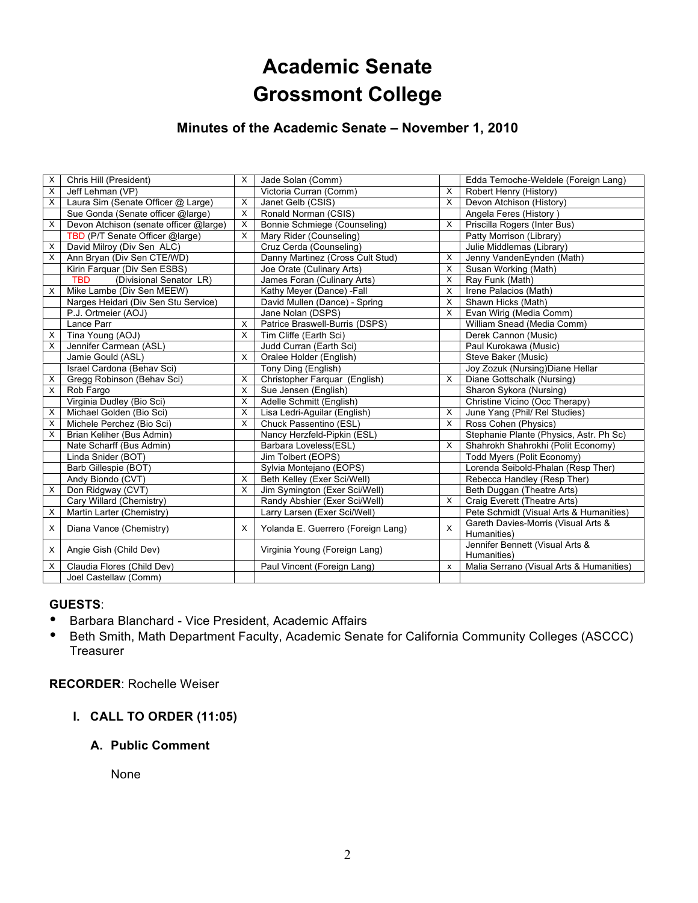# Academic Senate
# Grossmont College

## Minutes of the Academic Senate – November 1, 2010

| | | | | | |
|---|---|---|---|---|---|
| X | Chris Hill (President) | X | Jade Solan (Comm) | | Edda Temoche-Weldele (Foreign Lang) |
| X | Jeff Lehman (VP) | | Victoria Curran (Comm) | X | Robert Henry (History) |
| X | Laura Sim (Senate Officer @ Large) | X | Janet Gelb (CSIS) | X | Devon Atchison (History) |
| | Sue Gonda (Senate officer @large) | X | Ronald Norman (CSIS) | | Angela Feres (History ) |
| X | Devon Atchison (senate officer @large) | X | Bonnie Schmiege (Counseling) | X | Priscilla Rogers (Inter Bus) |
| | TBD (P/T Senate Officer @large) | X | Mary Rider (Counseling) | | Patty Morrison (Library) |
| X | David Milroy (Div Sen ALC) | | Cruz Cerda (Counseling) | | Julie Middlemas (Library) |
| X | Ann Bryan (Div Sen CTE/WD) | | Danny Martinez (Cross Cult Stud) | X | Jenny VandenEynden (Math) |
| | Kirin Farquar (Div Sen ESBS) | | Joe Orate (Culinary Arts) | X | Susan Working (Math) |
| | TBD (Divisional Senator LR) | | James Foran (Culinary Arts) | X | Ray Funk (Math) |
| X | Mike Lambe (Div Sen MEEW) | | Kathy Meyer (Dance) -Fall | X | Irene Palacios (Math) |
| | Narges Heidari (Div Sen Stu Service) | | David Mullen (Dance) - Spring | X | Shawn Hicks (Math) |
| | P.J. Ortmeier (AOJ) | | Jane Nolan (DSPS) | X | Evan Wirig (Media Comm) |
| | Lance Parr | X | Patrice Braswell-Burris (DSPS) | | William Snead (Media Comm) |
| X | Tina Young (AOJ) | X | Tim Cliffe (Earth Sci) | | Derek Cannon (Music) |
| X | Jennifer Carmean (ASL) | | Judd Curran (Earth Sci) | | Paul Kurokawa (Music) |
| | Jamie Gould (ASL) | X | Oralee Holder (English) | | Steve Baker (Music) |
| | Israel Cardona (Behav Sci) | | Tony Ding (English) | | Joy Zozuk (Nursing)Diane Hellar |
| X | Gregg Robinson (Behav Sci) | X | Christopher Farquar (English) | X | Diane Gottschalk (Nursing) |
| X | Rob Fargo | X | Sue Jensen (English) | | Sharon Sykora (Nursing) |
| | Virginia Dudley (Bio Sci) | X | Adelle Schmitt (English) | | Christine Vicino (Occ Therapy) |
| X | Michael Golden (Bio Sci) | X | Lisa Ledri-Aguilar (English) | X | June Yang (Phil/ Rel Studies) |
| X | Michele Perchez (Bio Sci) | X | Chuck Passentino (ESL) | X | Ross Cohen (Physics) |
| X | Brian Keliher (Bus Admin) | | Nancy Herzfeld-Pipkin (ESL) | | Stephanie Plante (Physics, Astr. Ph Sc) |
| | Nate Scharff (Bus Admin) | | Barbara Loveless(ESL) | X | Shahrokh Shahrokhi (Polit Economy) |
| | Linda Snider (BOT) | | Jim Tolbert (EOPS) | | Todd Myers (Polit Economy) |
| | Barb Gillespie (BOT) | | Sylvia Montejano (EOPS) | | Lorenda Seibold-Phalan (Resp Ther) |
| | Andy Biondo (CVT) | X | Beth Kelley (Exer Sci/Well) | | Rebecca Handley (Resp Ther) |
| X | Don Ridgway (CVT) | X | Jim Symington (Exer Sci/Well) | | Beth Duggan (Theatre Arts) |
| | Cary Willard (Chemistry) | | Randy Abshier (Exer Sci/Well) | X | Craig Everett (Theatre Arts) |
| X | Martin Larter (Chemistry) | | Larry Larsen (Exer Sci/Well) | | Pete Schmidt (Visual Arts & Humanities) |
| X | Diana Vance (Chemistry) | X | Yolanda E. Guerrero (Foreign Lang) | X | Gareth Davies-Morris (Visual Arts & Humanities) |
| X | Angie Gish (Child Dev) | | Virginia Young (Foreign Lang) | | Jennifer Bennett (Visual Arts & Humanities) |
| X | Claudia Flores (Child Dev) | | Paul Vincent (Foreign Lang) | x | Malia Serrano (Visual Arts & Humanities) |
| | Joel Castellaw (Comm) | | | | |

**GUESTS**:

- Barbara Blanchard - Vice President, Academic Affairs
- Beth Smith, Math Department Faculty, Academic Senate for California Community Colleges (ASCCC) Treasurer

**RECORDER**: Rochelle Weiser

### I. CALL TO ORDER (11:05)

#### A. Public Comment

None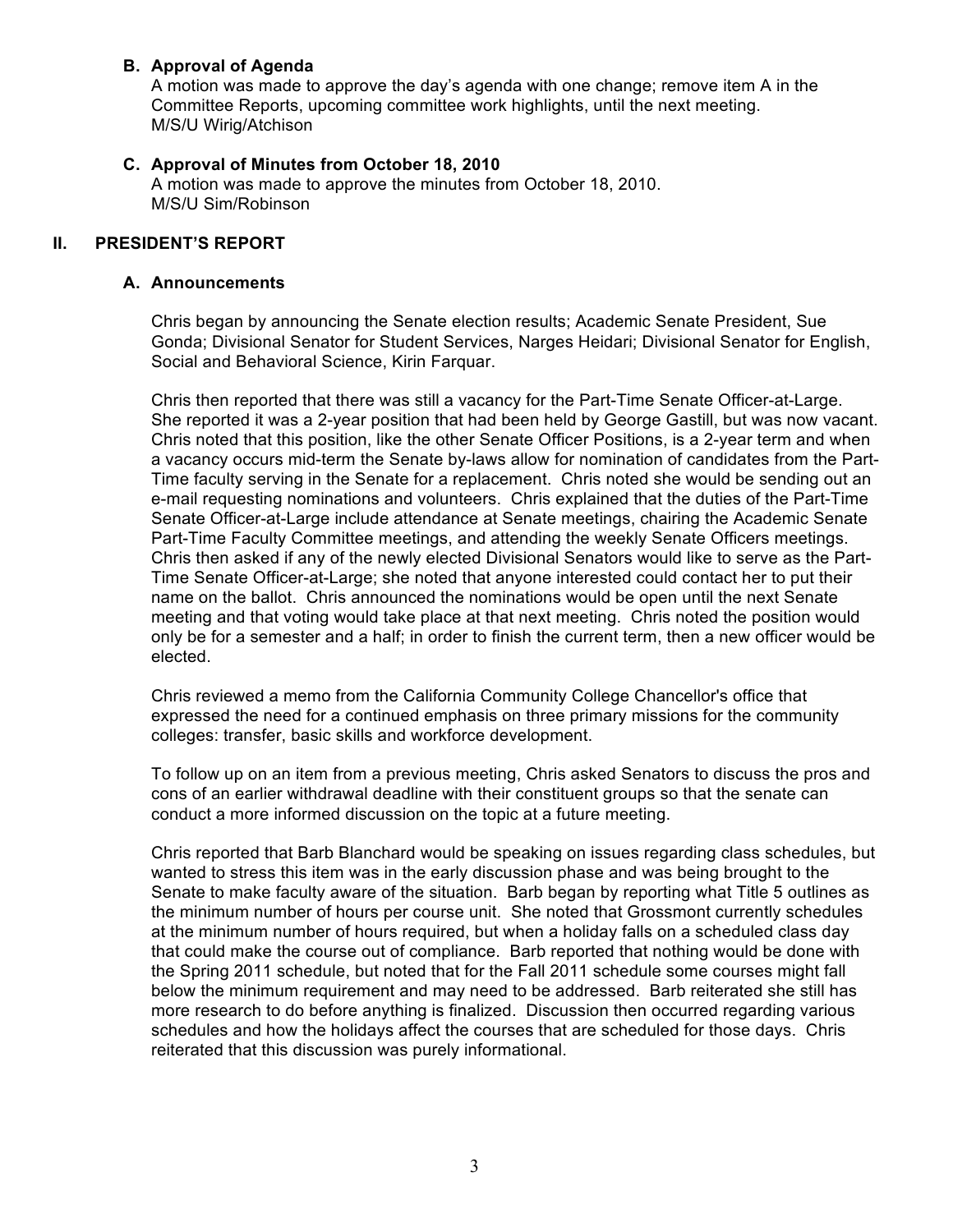### B. Approval of Agenda

A motion was made to approve the day's agenda with one change; remove item A in the Committee Reports, upcoming committee work highlights, until the next meeting.
M/S/U Wirig/Atchison

### C. Approval of Minutes from October 18, 2010

A motion was made to approve the minutes from October 18, 2010.
M/S/U Sim/Robinson

## II. PRESIDENT'S REPORT

### A. Announcements

Chris began by announcing the Senate election results; Academic Senate President, Sue Gonda; Divisional Senator for Student Services, Narges Heidari; Divisional Senator for English, Social and Behavioral Science, Kirin Farquar.

Chris then reported that there was still a vacancy for the Part-Time Senate Officer-at-Large. She reported it was a 2-year position that had been held by George Gastill, but was now vacant. Chris noted that this position, like the other Senate Officer Positions, is a 2-year term and when a vacancy occurs mid-term the Senate by-laws allow for nomination of candidates from the Part-Time faculty serving in the Senate for a replacement. Chris noted she would be sending out an e-mail requesting nominations and volunteers. Chris explained that the duties of the Part-Time Senate Officer-at-Large include attendance at Senate meetings, chairing the Academic Senate Part-Time Faculty Committee meetings, and attending the weekly Senate Officers meetings. Chris then asked if any of the newly elected Divisional Senators would like to serve as the Part-Time Senate Officer-at-Large; she noted that anyone interested could contact her to put their name on the ballot. Chris announced the nominations would be open until the next Senate meeting and that voting would take place at that next meeting. Chris noted the position would only be for a semester and a half; in order to finish the current term, then a new officer would be elected.

Chris reviewed a memo from the California Community College Chancellor's office that expressed the need for a continued emphasis on three primary missions for the community colleges: transfer, basic skills and workforce development.

To follow up on an item from a previous meeting, Chris asked Senators to discuss the pros and cons of an earlier withdrawal deadline with their constituent groups so that the senate can conduct a more informed discussion on the topic at a future meeting.

Chris reported that Barb Blanchard would be speaking on issues regarding class schedules, but wanted to stress this item was in the early discussion phase and was being brought to the Senate to make faculty aware of the situation. Barb began by reporting what Title 5 outlines as the minimum number of hours per course unit. She noted that Grossmont currently schedules at the minimum number of hours required, but when a holiday falls on a scheduled class day that could make the course out of compliance. Barb reported that nothing would be done with the Spring 2011 schedule, but noted that for the Fall 2011 schedule some courses might fall below the minimum requirement and may need to be addressed. Barb reiterated she still has more research to do before anything is finalized. Discussion then occurred regarding various schedules and how the holidays affect the courses that are scheduled for those days. Chris reiterated that this discussion was purely informational.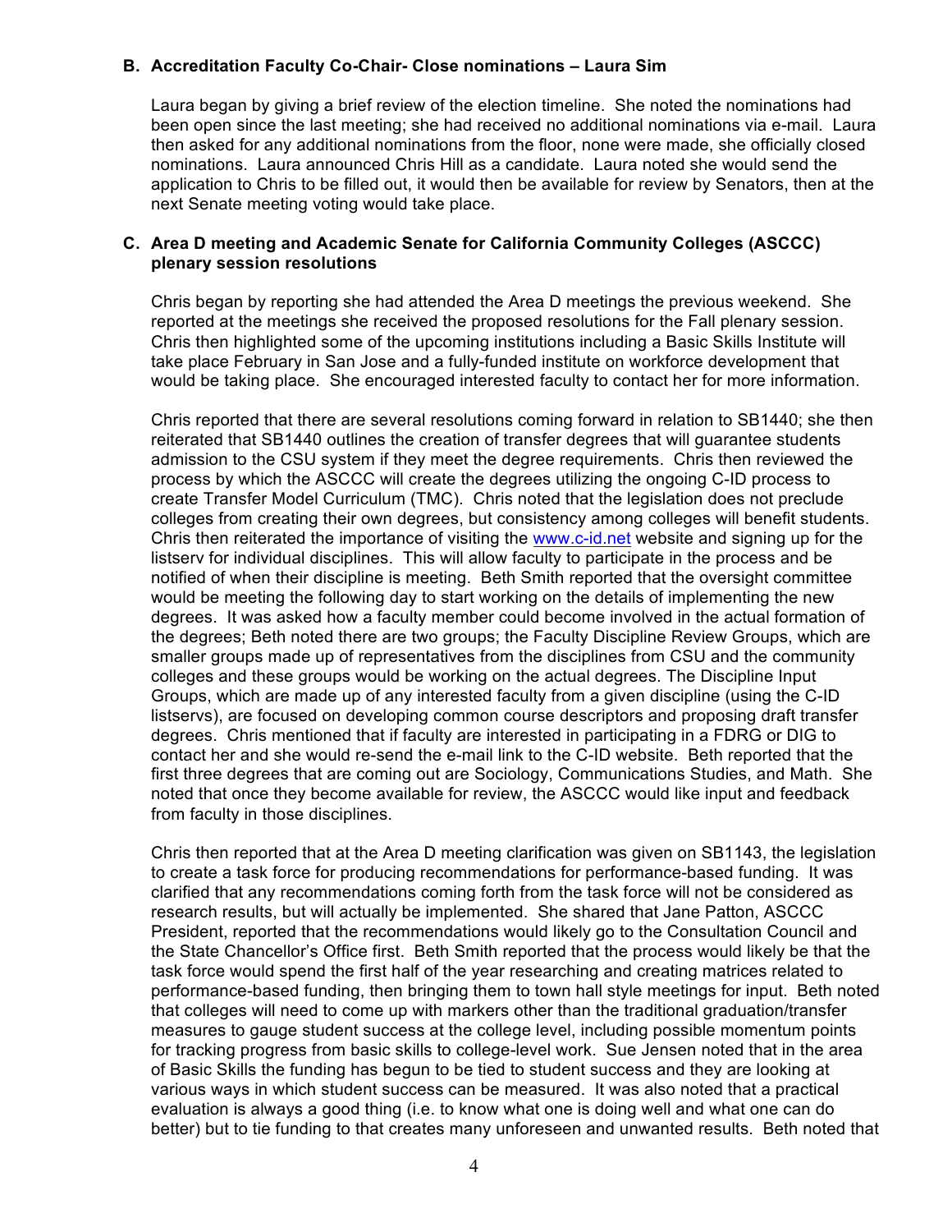### B. Accreditation Faculty Co-Chair- Close nominations – Laura Sim

Laura began by giving a brief review of the election timeline. She noted the nominations had been open since the last meeting; she had received no additional nominations via e-mail. Laura then asked for any additional nominations from the floor, none were made, she officially closed nominations. Laura announced Chris Hill as a candidate. Laura noted she would send the application to Chris to be filled out, it would then be available for review by Senators, then at the next Senate meeting voting would take place.

### C. Area D meeting and Academic Senate for California Community Colleges (ASCCC) plenary session resolutions

Chris began by reporting she had attended the Area D meetings the previous weekend. She reported at the meetings she received the proposed resolutions for the Fall plenary session. Chris then highlighted some of the upcoming institutions including a Basic Skills Institute will take place February in San Jose and a fully-funded institute on workforce development that would be taking place. She encouraged interested faculty to contact her for more information.

Chris reported that there are several resolutions coming forward in relation to SB1440; she then reiterated that SB1440 outlines the creation of transfer degrees that will guarantee students admission to the CSU system if they meet the degree requirements. Chris then reviewed the process by which the ASCCC will create the degrees utilizing the ongoing C-ID process to create Transfer Model Curriculum (TMC). Chris noted that the legislation does not preclude colleges from creating their own degrees, but consistency among colleges will benefit students. Chris then reiterated the importance of visiting the [www.c-id.net](http://www.c-id.net) website and signing up for the listserv for individual disciplines. This will allow faculty to participate in the process and be notified of when their discipline is meeting. Beth Smith reported that the oversight committee would be meeting the following day to start working on the details of implementing the new degrees. It was asked how a faculty member could become involved in the actual formation of the degrees; Beth noted there are two groups; the Faculty Discipline Review Groups, which are smaller groups made up of representatives from the disciplines from CSU and the community colleges and these groups would be working on the actual degrees. The Discipline Input Groups, which are made up of any interested faculty from a given discipline (using the C-ID listservs), are focused on developing common course descriptors and proposing draft transfer degrees. Chris mentioned that if faculty are interested in participating in a FDRG or DIG to contact her and she would re-send the e-mail link to the C-ID website. Beth reported that the first three degrees that are coming out are Sociology, Communications Studies, and Math. She noted that once they become available for review, the ASCCC would like input and feedback from faculty in those disciplines.

Chris then reported that at the Area D meeting clarification was given on SB1143, the legislation to create a task force for producing recommendations for performance-based funding. It was clarified that any recommendations coming forth from the task force will not be considered as research results, but will actually be implemented. She shared that Jane Patton, ASCCC President, reported that the recommendations would likely go to the Consultation Council and the State Chancellor's Office first. Beth Smith reported that the process would likely be that the task force would spend the first half of the year researching and creating matrices related to performance-based funding, then bringing them to town hall style meetings for input. Beth noted that colleges will need to come up with markers other than the traditional graduation/transfer measures to gauge student success at the college level, including possible momentum points for tracking progress from basic skills to college-level work. Sue Jensen noted that in the area of Basic Skills the funding has begun to be tied to student success and they are looking at various ways in which student success can be measured. It was also noted that a practical evaluation is always a good thing (i.e. to know what one is doing well and what one can do better) but to tie funding to that creates many unforeseen and unwanted results. Beth noted that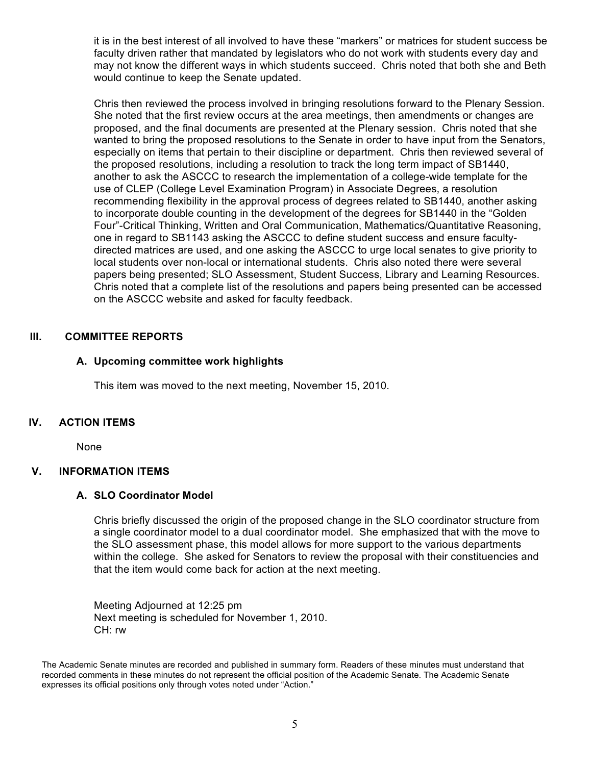it is in the best interest of all involved to have these "markers" or matrices for student success be faculty driven rather that mandated by legislators who do not work with students every day and may not know the different ways in which students succeed. Chris noted that both she and Beth would continue to keep the Senate updated.

Chris then reviewed the process involved in bringing resolutions forward to the Plenary Session. She noted that the first review occurs at the area meetings, then amendments or changes are proposed, and the final documents are presented at the Plenary session. Chris noted that she wanted to bring the proposed resolutions to the Senate in order to have input from the Senators, especially on items that pertain to their discipline or department. Chris then reviewed several of the proposed resolutions, including a resolution to track the long term impact of SB1440, another to ask the ASCCC to research the implementation of a college-wide template for the use of CLEP (College Level Examination Program) in Associate Degrees, a resolution recommending flexibility in the approval process of degrees related to SB1440, another asking to incorporate double counting in the development of the degrees for SB1440 in the "Golden Four"-Critical Thinking, Written and Oral Communication, Mathematics/Quantitative Reasoning, one in regard to SB1143 asking the ASCCC to define student success and ensure faculty-directed matrices are used, and one asking the ASCCC to urge local senates to give priority to local students over non-local or international students. Chris also noted there were several papers being presented; SLO Assessment, Student Success, Library and Learning Resources. Chris noted that a complete list of the resolutions and papers being presented can be accessed on the ASCCC website and asked for faculty feedback.

## III. COMMITTEE REPORTS

### A. Upcoming committee work highlights

This item was moved to the next meeting, November 15, 2010.

## IV. ACTION ITEMS

None

## V. INFORMATION ITEMS

### A. SLO Coordinator Model

Chris briefly discussed the origin of the proposed change in the SLO coordinator structure from a single coordinator model to a dual coordinator model. She emphasized that with the move to the SLO assessment phase, this model allows for more support to the various departments within the college. She asked for Senators to review the proposal with their constituencies and that the item would come back for action at the next meeting.

Meeting Adjourned at 12:25 pm
Next meeting is scheduled for November 1, 2010.
CH: rw

The Academic Senate minutes are recorded and published in summary form. Readers of these minutes must understand that recorded comments in these minutes do not represent the official position of the Academic Senate. The Academic Senate expresses its official positions only through votes noted under "Action."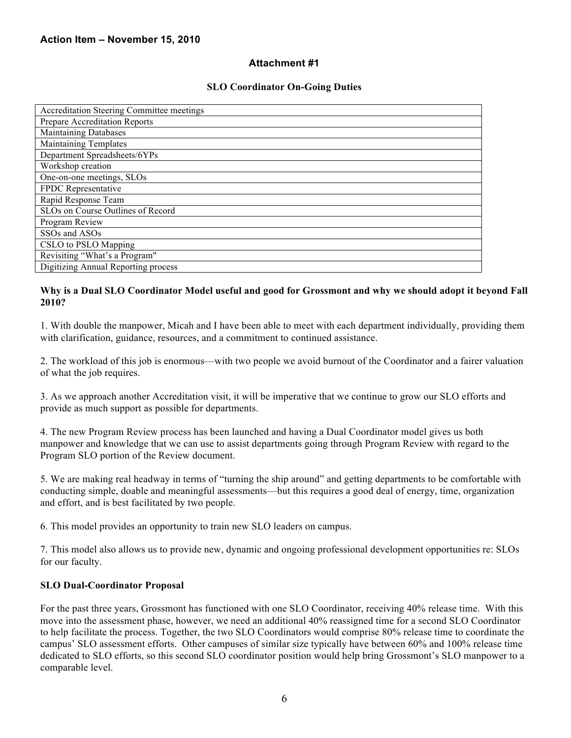**Action Item – November 15, 2010**

## Attachment #1

### SLO Coordinator On-Going Duties

| |
|---|
| Accreditation Steering Committee meetings |
| Prepare Accreditation Reports |
| Maintaining Databases |
| Maintaining Templates |
| Department Spreadsheets/6YPs |
| Workshop creation |
| One-on-one meetings, SLOs |
| FPDC Representative |
| Rapid Response Team |
| SLOs on Course Outlines of Record |
| Program Review |
| SSOs and ASOs |
| CSLO to PSLO Mapping |
| Revisiting "What's a Program" |
| Digitizing Annual Reporting process |

**Why is a Dual SLO Coordinator Model useful and good for Grossmont and why we should adopt it beyond Fall 2010?**

1. With double the manpower, Micah and I have been able to meet with each department individually, providing them with clarification, guidance, resources, and a commitment to continued assistance.

2. The workload of this job is enormous—with two people we avoid burnout of the Coordinator and a fairer valuation of what the job requires.

3. As we approach another Accreditation visit, it will be imperative that we continue to grow our SLO efforts and provide as much support as possible for departments.

4. The new Program Review process has been launched and having a Dual Coordinator model gives us both manpower and knowledge that we can use to assist departments going through Program Review with regard to the Program SLO portion of the Review document.

5. We are making real headway in terms of "turning the ship around" and getting departments to be comfortable with conducting simple, doable and meaningful assessments—but this requires a good deal of energy, time, organization and effort, and is best facilitated by two people.

6. This model provides an opportunity to train new SLO leaders on campus.

7. This model also allows us to provide new, dynamic and ongoing professional development opportunities re: SLOs for our faculty.

**SLO Dual-Coordinator Proposal**

For the past three years, Grossmont has functioned with one SLO Coordinator, receiving 40% release time. With this move into the assessment phase, however, we need an additional 40% reassigned time for a second SLO Coordinator to help facilitate the process. Together, the two SLO Coordinators would comprise 80% release time to coordinate the campus' SLO assessment efforts. Other campuses of similar size typically have between 60% and 100% release time dedicated to SLO efforts, so this second SLO coordinator position would help bring Grossmont's SLO manpower to a comparable level.